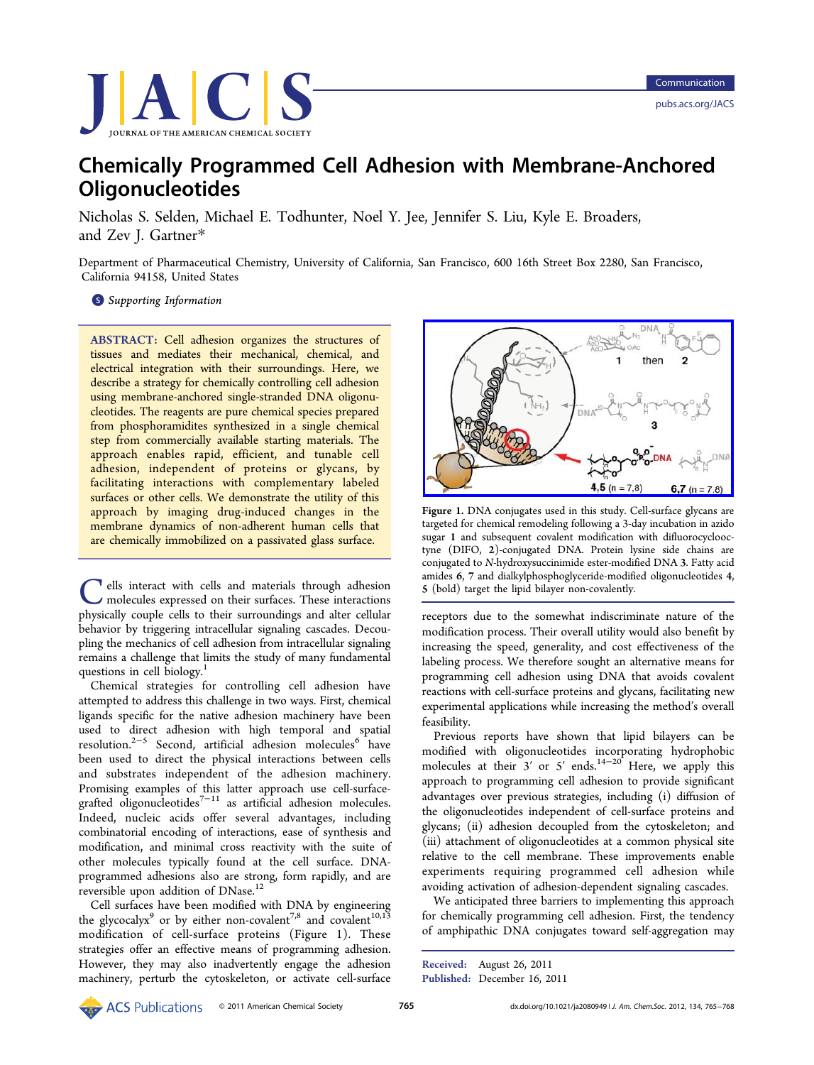# Chemically Programmed Cell Adhesion with Membrane-Anchored Oligonucleotides

Nicholas S. Selden, Michael E. Todhunter, Noel Y. Jee, Jennifer S. Liu, Kyle E. Broaders, and Zev J. Gartner*

Department of Pharmaceutical Chemistry, University of California, San Francisco, 600 16th Street Box 2280, San Francisco, California 94158, United States

Supporting Information

**ABSTRACT:** Cell adhesion organizes the structures of tissues and mediates their mechanical, chemical, and electrical integration with their surroundings. Here, we describe a strategy for chemically controlling cell adhesion using membrane-anchored single-stranded DNA oligonucleotides. The reagents are pure chemical species prepared from phosphoramidites synthesized in a single chemical step from commercially available starting materials. The approach enables rapid, efficient, and tunable cell adhesion, independent of proteins or glycans, by facilitating interactions with complementary labeled surfaces or other cells. We demonstrate the utility of this approach by imaging drug-induced changes in the membrane dynamics of non-adherent human cells that are chemically immobilized on a passivated glass surface.

Cells interact with cells and materials through adhesion molecules expressed on their surfaces. These interactions physically couple cells to their surroundings and alter cellular behavior by triggering intracellular signaling cascades. Decoupling the mechanics of cell adhesion from intracellular signaling remains a challenge that limits the study of many fundamental questions in cell biology.[1]

Chemical strategies for controlling cell adhesion have attempted to address this challenge in two ways. First, chemical ligands specific for the native adhesion machinery have been used to direct adhesion with high temporal and spatial resolution.[2−5] Second, artificial adhesion molecules[6] have been used to direct the physical interactions between cells and substrates independent of the adhesion machinery. Promising examples of this latter approach use cell-surface-grafted oligonucleotides[7−11] as artificial adhesion molecules. Indeed, nucleic acids offer several advantages, including combinatorial encoding of interactions, ease of synthesis and modification, and minimal cross reactivity with the suite of other molecules typically found at the cell surface. DNA-programmed adhesions also are strong, form rapidly, and are reversible upon addition of DNase.[12]

Cell surfaces have been modified with DNA by engineering the glycocalyx[9] or by either non-covalent[7,8] and covalent[10,13] modification of cell-surface proteins (Figure 1). These strategies offer an effective means of programming adhesion. However, they may also inadvertently engage the adhesion machinery, perturb the cytoskeleton, or activate cell-surface receptors due to the somewhat indiscriminate nature of the modification process. Their overall utility would also benefit by increasing the speed, generality, and cost effectiveness of the labeling process. We therefore sought an alternative means for programming cell adhesion using DNA that avoids covalent reactions with cell-surface proteins and glycans, facilitating new experimental applications while increasing the method's overall feasibility.

Figure 1. DNA conjugates used in this study. Cell-surface glycans are targeted for chemical remodeling following a 3-day incubation in azido sugar **1** and subsequent covalent modification with difluorocyclooctyne (DIFO, **2**)-conjugated DNA. Protein lysine side chains are conjugated to *N*-hydroxysuccinimide ester-modified DNA **3**. Fatty acid amides **6**, **7** and dialkylphosphoglyceride-modified oligonucleotides **4**, **5** (bold) target the lipid bilayer non-covalently.

Previous reports have shown that lipid bilayers can be modified with oligonucleotides incorporating hydrophobic molecules at their 3′ or 5′ ends.[14−20] Here, we apply this approach to programming cell adhesion to provide significant advantages over previous strategies, including (i) diffusion of the oligonucleotides independent of cell-surface proteins and glycans; (ii) adhesion decoupled from the cytoskeleton; and (iii) attachment of oligonucleotides at a common physical site relative to the cell membrane. These improvements enable experiments requiring programmed cell adhesion while avoiding activation of adhesion-dependent signaling cascades.

We anticipated three barriers to implementing this approach for chemically programming cell adhesion. First, the tendency of amphipathic DNA conjugates toward self-aggregation may

Received: August 26, 2011
Published: December 16, 2011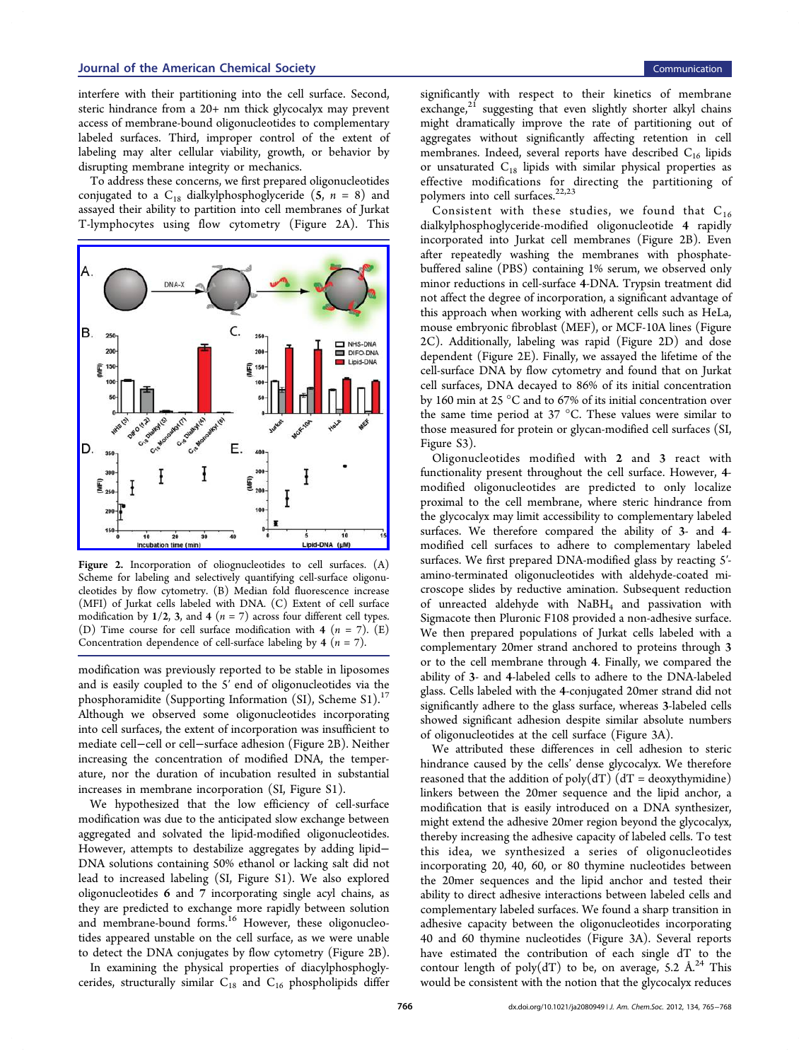interfere with their partitioning into the cell surface. Second, steric hindrance from a 20+ nm thick glycocalyx may prevent access of membrane-bound oligonucleotides to complementary labeled surfaces. Third, improper control of the extent of labeling may alter cellular viability, growth, or behavior by disrupting membrane integrity or mechanics.

To address these concerns, we first prepared oligonucleotides conjugated to a $C_{18}$ dialkylphosphoglyceride (**5**, $n = 8$) and assayed their ability to partition into cell membranes of Jurkat T-lymphocytes using flow cytometry (Figure 2A). This modification was previously reported to be stable in liposomes and is easily coupled to the 5′ end of oligonucleotides via the phosphoramidite (Supporting Information (SI), Scheme S1).[17] Although we observed some oligonucleotides incorporating into cell surfaces, the extent of incorporation was insufficient to mediate cell−cell or cell−surface adhesion (Figure 2B). Neither increasing the concentration of modified DNA, the temperature, nor the duration of incubation resulted in substantial increases in membrane incorporation (SI, Figure S1).

We hypothesized that the low efficiency of cell-surface modification was due to the anticipated slow exchange between aggregated and solvated the lipid-modified oligonucleotides. However, attempts to destabilize aggregates by adding lipid−DNA solutions containing 50% ethanol or lacking salt did not lead to increased labeling (SI, Figure S1). We also explored oligonucleotides **6** and **7** incorporating single acyl chains, as they are predicted to exchange more rapidly between solution and membrane-bound forms.[16] However, these oligonucleotides appeared unstable on the cell surface, as we were unable to detect the DNA conjugates by flow cytometry (Figure 2B).

In examining the physical properties of diacylphosphoglycerides, structurally similar $C_{18}$ and $C_{16}$ phospholipids differ significantly with respect to their kinetics of membrane exchange,[21] suggesting that even slightly shorter alkyl chains might dramatically improve the rate of partitioning out of aggregates without significantly affecting retention in cell membranes. Indeed, several reports have described $C_{16}$ lipids or unsaturated $C_{18}$ lipids with similar physical properties as effective modifications for directing the partitioning of polymers into cell surfaces.[22,23]

Figure 2. Incorporation of oliognucleotides to cell surfaces. (A) Scheme for labeling and selectively quantifying cell-surface oligonucleotides by flow cytometry. (B) Median fold fluorescence increase (MFI) of Jurkat cells labeled with DNA. (C) Extent of cell surface modification by **1**/**2**, **3**, and **4** ($n = 7$) across four different cell types. (D) Time course for cell surface modification with **4** ($n = 7$). (E) Concentration dependence of cell-surface labeling by **4** ($n = 7$).

Consistent with these studies, we found that $C_{16}$ dialkylphosphoglyceride-modified oligonucleotide **4** rapidly incorporated into Jurkat cell membranes (Figure 2B). Even after repeatedly washing the membranes with phosphate-buffered saline (PBS) containing 1% serum, we observed only minor reductions in cell-surface **4**-DNA. Trypsin treatment did not affect the degree of incorporation, a significant advantage of this approach when working with adherent cells such as HeLa, mouse embryonic fibroblast (MEF), or MCF-10A lines (Figure 2C). Additionally, labeling was rapid (Figure 2D) and dose dependent (Figure 2E). Finally, we assayed the lifetime of the cell-surface DNA by flow cytometry and found that on Jurkat cell surfaces, DNA decayed to 86% of its initial concentration by 160 min at 25 °C and to 67% of its initial concentration over the same time period at 37 °C. These values were similar to those measured for protein or glycan-modified cell surfaces (SI, Figure S3).

Oligonucleotides modified with **2** and **3** react with functionality present throughout the cell surface. However, **4**-modified oligonucleotides are predicted to only localize proximal to the cell membrane, where steric hindrance from the glycocalyx may limit accessibility to complementary labeled surfaces. We therefore compared the ability of **3**- and **4**-modified cell surfaces to adhere to complementary labeled surfaces. We first prepared DNA-modified glass by reacting 5′-amino-terminated oligonucleotides with aldehyde-coated microscope slides by reductive amination. Subsequent reduction of unreacted aldehyde with $NaBH_4$ and passivation with Sigmacote then Pluronic F108 provided a non-adhesive surface. We then prepared populations of Jurkat cells labeled with a complementary 20mer strand anchored to proteins through **3** or to the cell membrane through **4**. Finally, we compared the ability of **3**- and **4**-labeled cells to adhere to the DNA-labeled glass. Cells labeled with the **4**-conjugated 20mer strand did not significantly adhere to the glass surface, whereas **3**-labeled cells showed significant adhesion despite similar absolute numbers of oligonucleotides at the cell surface (Figure 3A).

We attributed these differences in cell adhesion to steric hindrance caused by the cells' dense glycocalyx. We therefore reasoned that the addition of poly(dT) (dT = deoxythymidine) linkers between the 20mer sequence and the lipid anchor, a modification that is easily introduced on a DNA synthesizer, might extend the adhesive 20mer region beyond the glycocalyx, thereby increasing the adhesive capacity of labeled cells. To test this idea, we synthesized a series of oligonucleotides incorporating 20, 40, 60, or 80 thymine nucleotides between the 20mer sequences and the lipid anchor and tested their ability to direct adhesive interactions between labeled cells and complementary labeled surfaces. We found a sharp transition in adhesive capacity between the oligonucleotides incorporating 40 and 60 thymine nucleotides (Figure 3A). Several reports have estimated the contribution of each single dT to the contour length of poly(dT) to be, on average, 5.2 Å.[24] This would be consistent with the notion that the glycocalyx reduces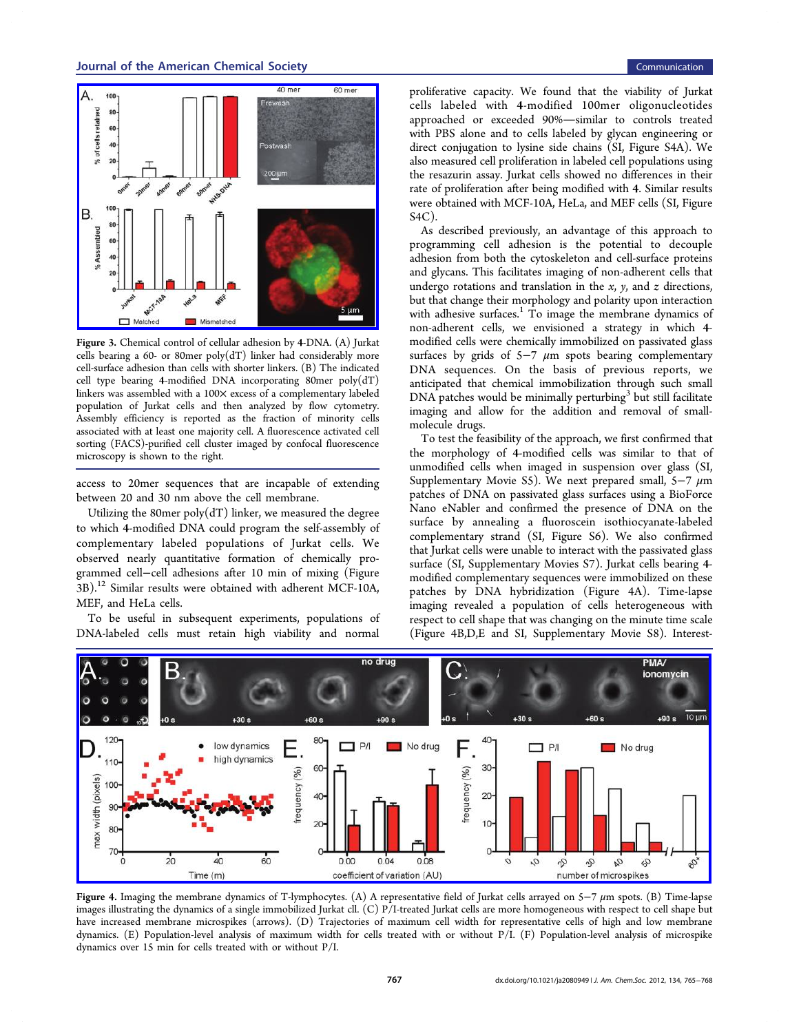Figure 3. Chemical control of cellular adhesion by 4-DNA. (A) Jurkat cells bearing a 60- or 80mer poly(dT) linker had considerably more cell-surface adhesion than cells with shorter linkers. (B) The indicated cell type bearing 4-modified DNA incorporating 80mer poly(dT) linkers was assembled with a 100× excess of a complementary labeled population of Jurkat cells and then analyzed by flow cytometry. Assembly efficiency is reported as the fraction of minority cells associated with at least one majority cell. A fluorescence activated cell sorting (FACS)-purified cell cluster imaged by confocal fluorescence microscopy is shown to the right.

access to 20mer sequences that are incapable of extending between 20 and 30 nm above the cell membrane.

Utilizing the 80mer poly(dT) linker, we measured the degree to which 4-modified DNA could program the self-assembly of complementary labeled populations of Jurkat cells. We observed nearly quantitative formation of chemically programmed cell–cell adhesions after 10 min of mixing (Figure 3B).[12] Similar results were obtained with adherent MCF-10A, MEF, and HeLa cells.

To be useful in subsequent experiments, populations of DNA-labeled cells must retain high viability and normal proliferative capacity. We found that the viability of Jurkat cells labeled with 4-modified 100mer oligonucleotides approached or exceeded 90%—similar to controls treated with PBS alone and to cells labeled by glycan engineering or direct conjugation to lysine side chains (SI, Figure S4A). We also measured cell proliferation in labeled cell populations using the resazurin assay. Jurkat cells showed no differences in their rate of proliferation after being modified with 4. Similar results were obtained with MCF-10A, HeLa, and MEF cells (SI, Figure S4C).

As described previously, an advantage of this approach to programming cell adhesion is the potential to decouple adhesion from both the cytoskeleton and cell-surface proteins and glycans. This facilitates imaging of non-adherent cells that undergo rotations and translation in the $x$, $y$, and $z$ directions, but that change their morphology and polarity upon interaction with adhesive surfaces.[1] To image the membrane dynamics of non-adherent cells, we envisioned a strategy in which 4-modified cells were chemically immobilized on passivated glass surfaces by grids of 5–7 $\mu$m spots bearing complementary DNA sequences. On the basis of previous reports, we anticipated that chemical immobilization through such small DNA patches would be minimally perturbing[3] but still facilitate imaging and allow for the addition and removal of small-molecule drugs.

To test the feasibility of the approach, we first confirmed that the morphology of 4-modified cells was similar to that of unmodified cells when imaged in suspension over glass (SI, Supplementary Movie S5). We next prepared small, 5–7 $\mu$m patches of DNA on passivated glass surfaces using a BioForce Nano eNabler and confirmed the presence of DNA on the surface by annealing a fluoroscein isothiocyanate-labeled complementary strand (SI, Figure S6). We also confirmed that Jurkat cells were unable to interact with the passivated glass surface (SI, Supplementary Movies S7). Jurkat cells bearing 4-modified complementary sequences were immobilized on these patches by DNA hybridization (Figure 4A). Time-lapse imaging revealed a population of cells heterogeneous with respect to cell shape that was changing on the minute time scale (Figure 4B,D,E and SI, Supplementary Movie S8). Interest-

Figure 4. Imaging the membrane dynamics of T-lymphocytes. (A) A representative field of Jurkat cells arrayed on 5–7 $\mu$m spots. (B) Time-lapse images illustrating the dynamics of a single immobilized Jurkat cll. (C) P/I-treated Jurkat cells are more homogeneous with respect to cell shape but have increased membrane microspikes (arrows). (D) Trajectories of maximum cell width for representative cells of high and low membrane dynamics. (E) Population-level analysis of maximum width for cells treated with or without P/I. (F) Population-level analysis of microspike dynamics over 15 min for cells treated with or without P/I.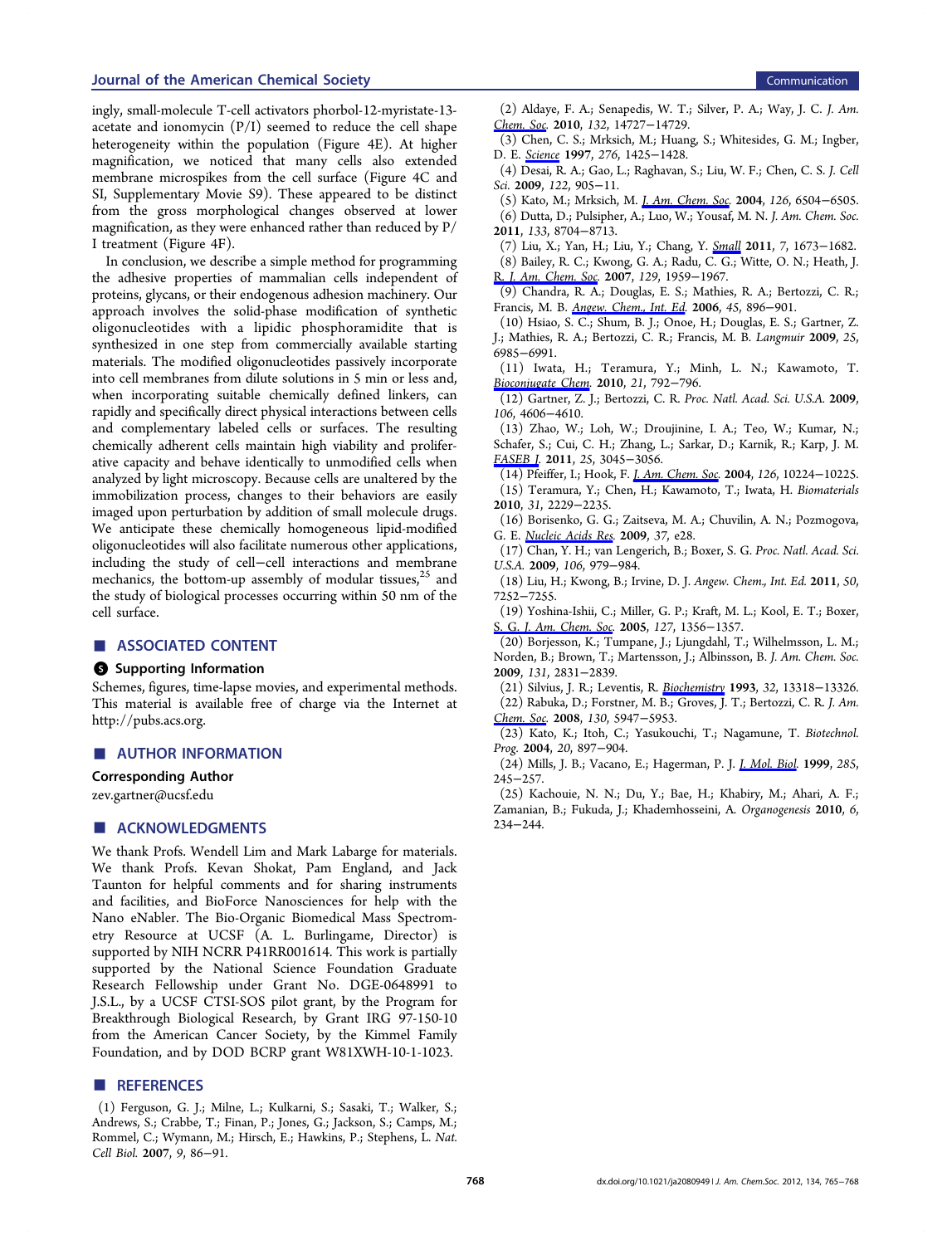ingly, small-molecule T-cell activators phorbol-12-myristate-13-acetate and ionomycin (P/I) seemed to reduce the cell shape heterogeneity within the population (Figure 4E). At higher magnification, we noticed that many cells also extended membrane microspikes from the cell surface (Figure 4C and SI, Supplementary Movie S9). These appeared to be distinct from the gross morphological changes observed at lower magnification, as they were enhanced rather than reduced by P/I treatment (Figure 4F).

In conclusion, we describe a simple method for programming the adhesive properties of mammalian cells independent of proteins, glycans, or their endogenous adhesion machinery. Our approach involves the solid-phase modification of synthetic oligonucleotides with a lipidic phosphoramidite that is synthesized in one step from commercially available starting materials. The modified oligonucleotides passively incorporate into cell membranes from dilute solutions in 5 min or less and, when incorporating suitable chemically defined linkers, can rapidly and specifically direct physical interactions between cells and complementary labeled cells or surfaces. The resulting chemically adherent cells maintain high viability and proliferative capacity and behave identically to unmodified cells when analyzed by light microscopy. Because cells are unaltered by the immobilization process, changes to their behaviors are easily imaged upon perturbation by addition of small molecule drugs. We anticipate these chemically homogeneous lipid-modified oligonucleotides will also facilitate numerous other applications, including the study of cell–cell interactions and membrane mechanics, the bottom-up assembly of modular tissues,[25] and the study of biological processes occurring within 50 nm of the cell surface.

## ■ ASSOCIATED CONTENT

### Supporting Information

Schemes, figures, time-lapse movies, and experimental methods. This material is available free of charge via the Internet at http://pubs.acs.org.

## ■ AUTHOR INFORMATION

### Corresponding Author

zev.gartner@ucsf.edu

## ■ ACKNOWLEDGMENTS

We thank Profs. Wendell Lim and Mark Labarge for materials. We thank Profs. Kevan Shokat, Pam England, and Jack Taunton for helpful comments and for sharing instruments and facilities, and BioForce Nanosciences for help with the Nano eNabler. The Bio-Organic Biomedical Mass Spectrometry Resource at UCSF (A. L. Burlingame, Director) is supported by NIH NCRR P41RR001614. This work is partially supported by the National Science Foundation Graduate Research Fellowship under Grant No. DGE-0648991 to J.S.L., by a UCSF CTSI-SOS pilot grant, by the Program for Breakthrough Biological Research, by Grant IRG 97-150-10 from the American Cancer Society, by the Kimmel Family Foundation, and by DOD BCRP grant W81XWH-10-1-1023.

## ■ REFERENCES

(1) Ferguson, G. J.; Milne, L.; Kulkarni, S.; Sasaki, T.; Walker, S.; Andrews, S.; Crabbe, T.; Finan, P.; Jones, G.; Jackson, S.; Camps, M.; Rommel, C.; Wymann, M.; Hirsch, E.; Hawkins, P.; Stephens, L. *Nat. Cell Biol.* **2007**, *9*, 86–91.

(2) Aldaye, F. A.; Senapedis, W. T.; Silver, P. A.; Way, J. C. *J. Am. Chem. Soc.* **2010**, *132*, 14727–14729.

(3) Chen, C. S.; Mrksich, M.; Huang, S.; Whitesides, G. M.; Ingber, D. E. *Science* **1997**, *276*, 1425–1428.

(4) Desai, R. A.; Gao, L.; Raghavan, S.; Liu, W. F.; Chen, C. S. *J. Cell Sci.* **2009**, *122*, 905–11.

(5) Kato, M.; Mrksich, M. *J. Am. Chem. Soc.* **2004**, *126*, 6504–6505.

(6) Dutta, D.; Pulsipher, A.; Luo, W.; Yousaf, M. N. *J. Am. Chem. Soc.* **2011**, *133*, 8704–8713.

(7) Liu, X.; Yan, H.; Liu, Y.; Chang, Y. *Small* **2011**, *7*, 1673–1682.

(8) Bailey, R. C.; Kwong, G. A.; Radu, C. G.; Witte, O. N.; Heath, J. R. *J. Am. Chem. Soc.* **2007**, *129*, 1959–1967.

(9) Chandra, R. A.; Douglas, E. S.; Mathies, R. A.; Bertozzi, C. R.; Francis, M. B. *Angew. Chem., Int. Ed.* **2006**, *45*, 896–901.

(10) Hsiao, S. C.; Shum, B. J.; Onoe, H.; Douglas, E. S.; Gartner, Z. J.; Mathies, R. A.; Bertozzi, C. R.; Francis, M. B. *Langmuir* **2009**, *25*, 6985–6991.

(11) Iwata, H.; Teramura, Y.; Minh, L. N.; Kawamoto, T. *Bioconjugate Chem.* **2010**, *21*, 792–796.

(12) Gartner, Z. J.; Bertozzi, C. R. *Proc. Natl. Acad. Sci. U.S.A.* **2009**, *106*, 4606–4610.

(13) Zhao, W.; Loh, W.; Droujinine, I. A.; Teo, W.; Kumar, N.; Schafer, S.; Cui, C. H.; Zhang, L.; Sarkar, D.; Karnik, R.; Karp, J. M. *FASEB J.* **2011**, *25*, 3045–3056.

(14) Pfeiffer, I.; Hook, F. *J. Am. Chem. Soc.* **2004**, *126*, 10224–10225.

(15) Teramura, Y.; Chen, H.; Kawamoto, T.; Iwata, H. *Biomaterials* **2010**, *31*, 2229–2235.

(16) Borisenko, G. G.; Zaitseva, M. A.; Chuvilin, A. N.; Pozmogova, G. E. *Nucleic Acids Res.* **2009**, *37*, e28.

(17) Chan, Y. H.; van Lengerich, B.; Boxer, S. G. *Proc. Natl. Acad. Sci. U.S.A.* **2009**, *106*, 979–984.

(18) Liu, H.; Kwong, B.; Irvine, D. J. *Angew. Chem., Int. Ed.* **2011**, *50*, 7252–7255.

(19) Yoshina-Ishii, C.; Miller, G. P.; Kraft, M. L.; Kool, E. T.; Boxer, S. G. *J. Am. Chem. Soc.* **2005**, *127*, 1356–1357.

(20) Borjesson, K.; Tumpane, J.; Ljungdahl, T.; Wilhelmsson, L. M.; Norden, B.; Brown, T.; Martensson, J.; Albinsson, B. *J. Am. Chem. Soc.* **2009**, *131*, 2831–2839.

(21) Silvius, J. R.; Leventis, R. *Biochemistry* **1993**, *32*, 13318–13326.

(22) Rabuka, D.; Forstner, M. B.; Groves, J. T.; Bertozzi, C. R. *J. Am. Chem. Soc.* **2008**, *130*, 5947–5953.

(23) Kato, K.; Itoh, C.; Yasukouchi, T.; Nagamune, T. *Biotechnol. Prog.* **2004**, *20*, 897–904.

(24) Mills, J. B.; Vacano, E.; Hagerman, P. J. *J. Mol. Biol.* **1999**, *285*, 245–257.

(25) Kachouie, N. N.; Du, Y.; Bae, H.; Khabiry, M.; Ahari, A. F.; Zamanian, B.; Fukuda, J.; Khademhosseini, A. *Organogenesis* **2010**, *6*, 234–244.